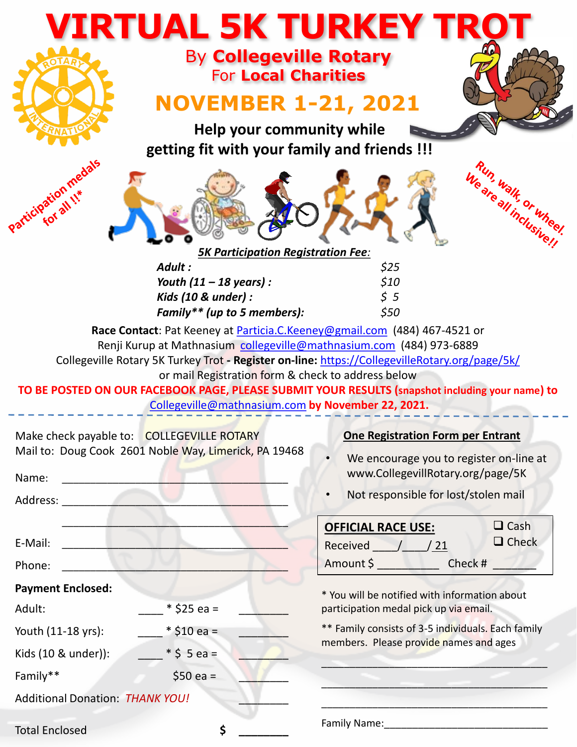# VIRTUAL 5K TURKEY TROT

By **Collegeville Rotary**
For **Local Charities**

## NOVEMBER 1-21, 2021

**Help your community while getting fit with your family and friends !!!**

Participation medals for all !!*

Run, walk, or wheel. We are all inclusive!!

***5K Participation Registration Fee:***

| | |
|---|---|
| ***Adult :*** | *$25* |
| ***Youth (11 – 18 years) :*** | *$10* |
| ***Kids (10 & under) :*** | *$ 5* |
| ***Family\*\* (up to 5 members):*** | *$50* |

**Race Contact**: Pat Keeney at Particia.C.Keeney@gmail.com (484) 467-4521 or
Renji Kurup at Mathnasium collegeville@mathnasium.com (484) 973-6889
Collegeville Rotary 5K Turkey Trot - **Register on-line:** https://CollegevilleRotary.org/page/5k/
or mail Registration form & check to address below

**TO BE POSTED ON OUR FACEBOOK PAGE, PLEASE SUBMIT YOUR RESULTS (snapshot including your name) to Collegeville@mathnasium.com by November 22, 2021.**

---

Make check payable to: COLLEGEVILLE ROTARY
Mail to: Doug Cook 2601 Noble Way, Limerick, PA 19468

Name: ______________________________________

Address: ______________________________________

______________________________________

E-Mail: ______________________________________

Phone: ______________________________________

**Payment Enclosed:**

| | | |
|---|---|---|
| Adult: | ____ * $25 ea = | ________ |
| Youth (11-18 yrs): | ____ * $10 ea = | ________ |
| Kids (10 & under)): | ____ * $ 5 ea = | ________ |
| Family** | $50 ea = | ________ |
| Additional Donation: *THANK YOU!* | | ________ |
| Total Enclosed | $ | ________ |

**One Registration Form per Entrant**

- We encourage you to register on-line at www.CollegevillRotary.org/page/5K
- Not responsible for lost/stolen mail

**OFFICIAL RACE USE:** ❑ Cash ❑ Check
Received ____/____/ 21
Amount $ __________ Check # _______

\* You will be notified with information about participation medal pick up via email.

\*\* Family consists of 3-5 individuals. Each family members. Please provide names and ages

______________________________________

______________________________________

______________________________________

Family Name:______________________________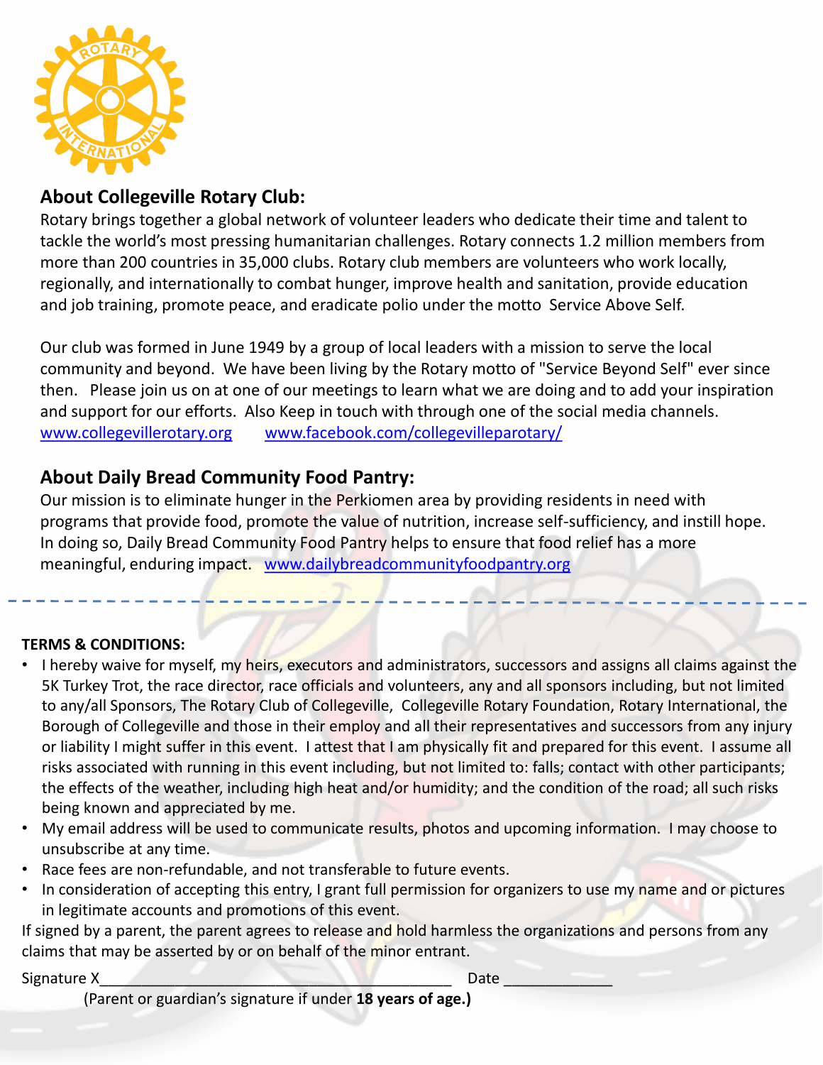## About Collegeville Rotary Club:

Rotary brings together a global network of volunteer leaders who dedicate their time and talent to tackle the world's most pressing humanitarian challenges. Rotary connects 1.2 million members from more than 200 countries in 35,000 clubs. Rotary club members are volunteers who work locally, regionally, and internationally to combat hunger, improve health and sanitation, provide education and job training, promote peace, and eradicate polio under the motto Service Above Self.

Our club was formed in June 1949 by a group of local leaders with a mission to serve the local community and beyond. We have been living by the Rotary motto of "Service Beyond Self" ever since then. Please join us on at one of our meetings to learn what we are doing and to add your inspiration and support for our efforts. Also Keep in touch with through one of the social media channels.
www.collegevillerotary.org www.facebook.com/collegevilleparotary/

## About Daily Bread Community Food Pantry:

Our mission is to eliminate hunger in the Perkiomen area by providing residents in need with programs that provide food, promote the value of nutrition, increase self-sufficiency, and instill hope. In doing so, Daily Bread Community Food Pantry helps to ensure that food relief has a more meaningful, enduring impact. www.dailybreadcommunityfoodpantry.org

---

**TERMS & CONDITIONS:**

- I hereby waive for myself, my heirs, executors and administrators, successors and assigns all claims against the 5K Turkey Trot, the race director, race officials and volunteers, any and all sponsors including, but not limited to any/all Sponsors, The Rotary Club of Collegeville, Collegeville Rotary Foundation, Rotary International, the Borough of Collegeville and those in their employ and all their representatives and successors from any injury or liability I might suffer in this event. I attest that I am physically fit and prepared for this event. I assume all risks associated with running in this event including, but not limited to: falls; contact with other participants; the effects of the weather, including high heat and/or humidity; and the condition of the road; all such risks being known and appreciated by me.
- My email address will be used to communicate results, photos and upcoming information. I may choose to unsubscribe at any time.
- Race fees are non-refundable, and not transferable to future events.
- In consideration of accepting this entry, I grant full permission for organizers to use my name and or pictures in legitimate accounts and promotions of this event.

If signed by a parent, the parent agrees to release and hold harmless the organizations and persons from any claims that may be asserted by or on behalf of the minor entrant.

Signature X_________________________________________ Date ____________

(Parent or guardian's signature if under **18 years of age.)**